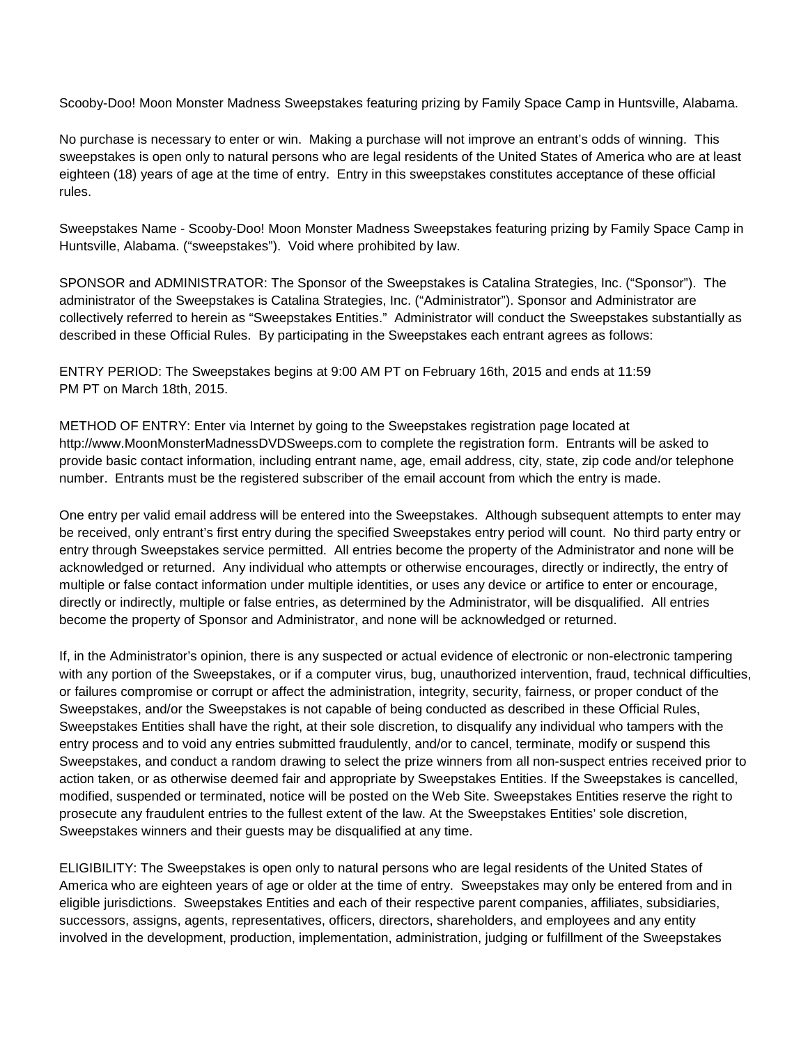Scooby-Doo! Moon Monster Madness Sweepstakes featuring prizing by Family Space Camp in Huntsville, Alabama.

No purchase is necessary to enter or win. Making a purchase will not improve an entrant's odds of winning. This sweepstakes is open only to natural persons who are legal residents of the United States of America who are at least eighteen (18) years of age at the time of entry. Entry in this sweepstakes constitutes acceptance of these official rules.

Sweepstakes Name - Scooby-Doo! Moon Monster Madness Sweepstakes featuring prizing by Family Space Camp in Huntsville, Alabama. ("sweepstakes"). Void where prohibited by law.

SPONSOR and ADMINISTRATOR: The Sponsor of the Sweepstakes is Catalina Strategies, Inc. ("Sponsor"). The administrator of the Sweepstakes is Catalina Strategies, Inc. ("Administrator"). Sponsor and Administrator are collectively referred to herein as "Sweepstakes Entities." Administrator will conduct the Sweepstakes substantially as described in these Official Rules. By participating in the Sweepstakes each entrant agrees as follows:

ENTRY PERIOD: The Sweepstakes begins at 9:00 AM PT on February 16th, 2015 and ends at 11:59 PM PT on March 18th, 2015.

METHOD OF ENTRY: Enter via Internet by going to the Sweepstakes registration page located at http://www.MoonMonsterMadnessDVDSweeps.com to complete the registration form. Entrants will be asked to provide basic contact information, including entrant name, age, email address, city, state, zip code and/or telephone number. Entrants must be the registered subscriber of the email account from which the entry is made.

One entry per valid email address will be entered into the Sweepstakes. Although subsequent attempts to enter may be received, only entrant's first entry during the specified Sweepstakes entry period will count. No third party entry or entry through Sweepstakes service permitted. All entries become the property of the Administrator and none will be acknowledged or returned. Any individual who attempts or otherwise encourages, directly or indirectly, the entry of multiple or false contact information under multiple identities, or uses any device or artifice to enter or encourage, directly or indirectly, multiple or false entries, as determined by the Administrator, will be disqualified. All entries become the property of Sponsor and Administrator, and none will be acknowledged or returned.

If, in the Administrator's opinion, there is any suspected or actual evidence of electronic or non-electronic tampering with any portion of the Sweepstakes, or if a computer virus, bug, unauthorized intervention, fraud, technical difficulties, or failures compromise or corrupt or affect the administration, integrity, security, fairness, or proper conduct of the Sweepstakes, and/or the Sweepstakes is not capable of being conducted as described in these Official Rules, Sweepstakes Entities shall have the right, at their sole discretion, to disqualify any individual who tampers with the entry process and to void any entries submitted fraudulently, and/or to cancel, terminate, modify or suspend this Sweepstakes, and conduct a random drawing to select the prize winners from all non-suspect entries received prior to action taken, or as otherwise deemed fair and appropriate by Sweepstakes Entities. If the Sweepstakes is cancelled, modified, suspended or terminated, notice will be posted on the Web Site. Sweepstakes Entities reserve the right to prosecute any fraudulent entries to the fullest extent of the law. At the Sweepstakes Entities' sole discretion, Sweepstakes winners and their guests may be disqualified at any time.

ELIGIBILITY: The Sweepstakes is open only to natural persons who are legal residents of the United States of America who are eighteen years of age or older at the time of entry. Sweepstakes may only be entered from and in eligible jurisdictions. Sweepstakes Entities and each of their respective parent companies, affiliates, subsidiaries, successors, assigns, agents, representatives, officers, directors, shareholders, and employees and any entity involved in the development, production, implementation, administration, judging or fulfillment of the Sweepstakes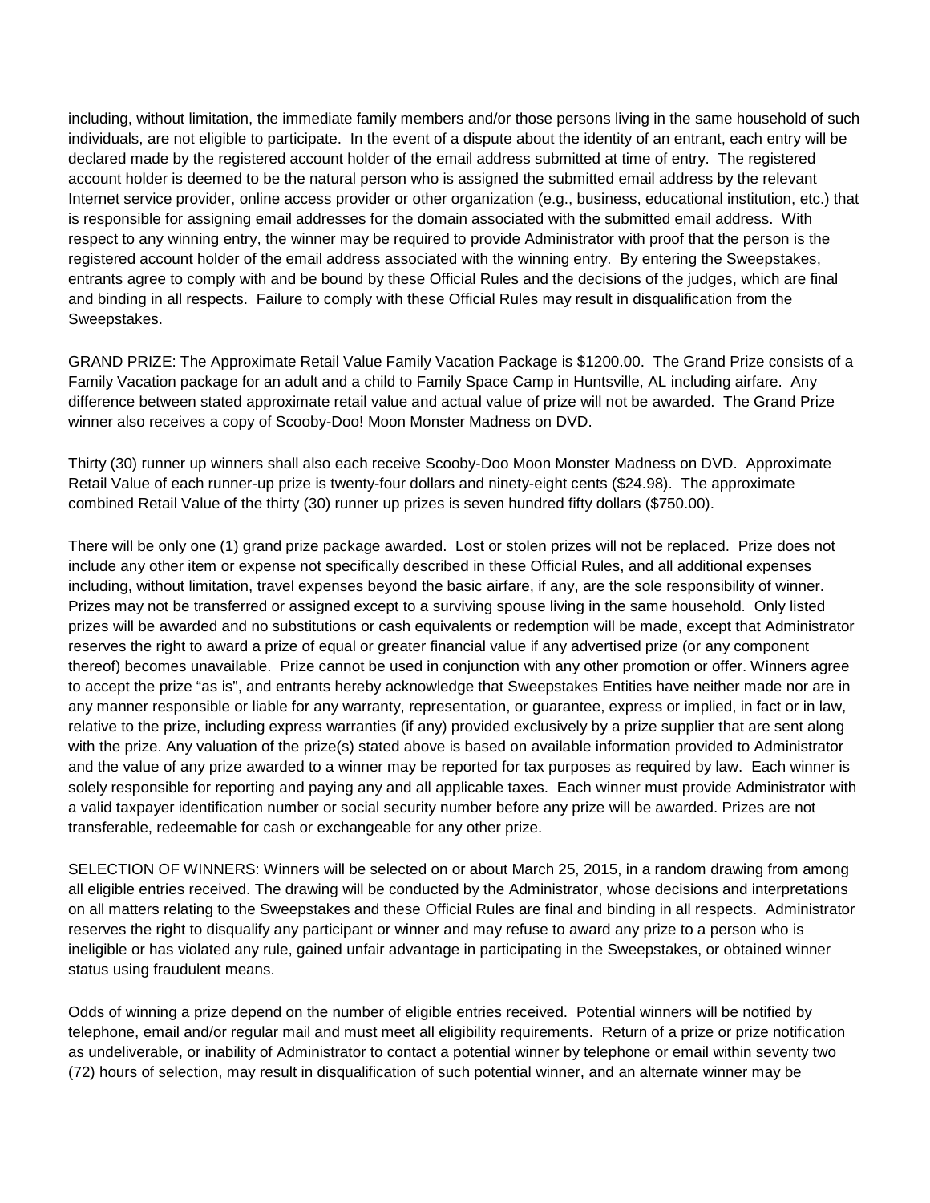including, without limitation, the immediate family members and/or those persons living in the same household of such individuals, are not eligible to participate. In the event of a dispute about the identity of an entrant, each entry will be declared made by the registered account holder of the email address submitted at time of entry. The registered account holder is deemed to be the natural person who is assigned the submitted email address by the relevant Internet service provider, online access provider or other organization (e.g., business, educational institution, etc.) that is responsible for assigning email addresses for the domain associated with the submitted email address. With respect to any winning entry, the winner may be required to provide Administrator with proof that the person is the registered account holder of the email address associated with the winning entry. By entering the Sweepstakes, entrants agree to comply with and be bound by these Official Rules and the decisions of the judges, which are final and binding in all respects. Failure to comply with these Official Rules may result in disqualification from the Sweepstakes.

GRAND PRIZE: The Approximate Retail Value Family Vacation Package is $1200.00. The Grand Prize consists of a Family Vacation package for an adult and a child to Family Space Camp in Huntsville, AL including airfare. Any difference between stated approximate retail value and actual value of prize will not be awarded. The Grand Prize winner also receives a copy of Scooby-Doo! Moon Monster Madness on DVD.

Thirty (30) runner up winners shall also each receive Scooby-Doo Moon Monster Madness on DVD. Approximate Retail Value of each runner-up prize is twenty-four dollars and ninety-eight cents ($24.98). The approximate combined Retail Value of the thirty (30) runner up prizes is seven hundred fifty dollars ($750.00).

There will be only one (1) grand prize package awarded. Lost or stolen prizes will not be replaced. Prize does not include any other item or expense not specifically described in these Official Rules, and all additional expenses including, without limitation, travel expenses beyond the basic airfare, if any, are the sole responsibility of winner. Prizes may not be transferred or assigned except to a surviving spouse living in the same household. Only listed prizes will be awarded and no substitutions or cash equivalents or redemption will be made, except that Administrator reserves the right to award a prize of equal or greater financial value if any advertised prize (or any component thereof) becomes unavailable. Prize cannot be used in conjunction with any other promotion or offer. Winners agree to accept the prize "as is", and entrants hereby acknowledge that Sweepstakes Entities have neither made nor are in any manner responsible or liable for any warranty, representation, or guarantee, express or implied, in fact or in law, relative to the prize, including express warranties (if any) provided exclusively by a prize supplier that are sent along with the prize. Any valuation of the prize(s) stated above is based on available information provided to Administrator and the value of any prize awarded to a winner may be reported for tax purposes as required by law. Each winner is solely responsible for reporting and paying any and all applicable taxes. Each winner must provide Administrator with a valid taxpayer identification number or social security number before any prize will be awarded. Prizes are not transferable, redeemable for cash or exchangeable for any other prize.

SELECTION OF WINNERS: Winners will be selected on or about March 25, 2015, in a random drawing from among all eligible entries received. The drawing will be conducted by the Administrator, whose decisions and interpretations on all matters relating to the Sweepstakes and these Official Rules are final and binding in all respects. Administrator reserves the right to disqualify any participant or winner and may refuse to award any prize to a person who is ineligible or has violated any rule, gained unfair advantage in participating in the Sweepstakes, or obtained winner status using fraudulent means.

Odds of winning a prize depend on the number of eligible entries received. Potential winners will be notified by telephone, email and/or regular mail and must meet all eligibility requirements. Return of a prize or prize notification as undeliverable, or inability of Administrator to contact a potential winner by telephone or email within seventy two (72) hours of selection, may result in disqualification of such potential winner, and an alternate winner may be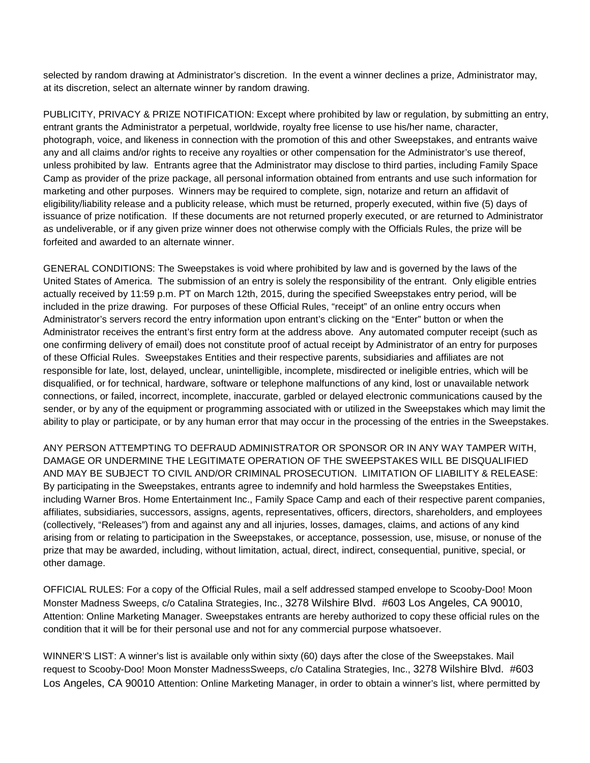selected by random drawing at Administrator's discretion. In the event a winner declines a prize, Administrator may, at its discretion, select an alternate winner by random drawing.

PUBLICITY, PRIVACY & PRIZE NOTIFICATION: Except where prohibited by law or regulation, by submitting an entry, entrant grants the Administrator a perpetual, worldwide, royalty free license to use his/her name, character, photograph, voice, and likeness in connection with the promotion of this and other Sweepstakes, and entrants waive any and all claims and/or rights to receive any royalties or other compensation for the Administrator's use thereof, unless prohibited by law. Entrants agree that the Administrator may disclose to third parties, including Family Space Camp as provider of the prize package, all personal information obtained from entrants and use such information for marketing and other purposes. Winners may be required to complete, sign, notarize and return an affidavit of eligibility/liability release and a publicity release, which must be returned, properly executed, within five (5) days of issuance of prize notification. If these documents are not returned properly executed, or are returned to Administrator as undeliverable, or if any given prize winner does not otherwise comply with the Officials Rules, the prize will be forfeited and awarded to an alternate winner.

GENERAL CONDITIONS: The Sweepstakes is void where prohibited by law and is governed by the laws of the United States of America. The submission of an entry is solely the responsibility of the entrant. Only eligible entries actually received by 11:59 p.m. PT on March 12th, 2015, during the specified Sweepstakes entry period, will be included in the prize drawing. For purposes of these Official Rules, "receipt" of an online entry occurs when Administrator's servers record the entry information upon entrant's clicking on the "Enter" button or when the Administrator receives the entrant's first entry form at the address above. Any automated computer receipt (such as one confirming delivery of email) does not constitute proof of actual receipt by Administrator of an entry for purposes of these Official Rules. Sweepstakes Entities and their respective parents, subsidiaries and affiliates are not responsible for late, lost, delayed, unclear, unintelligible, incomplete, misdirected or ineligible entries, which will be disqualified, or for technical, hardware, software or telephone malfunctions of any kind, lost or unavailable network connections, or failed, incorrect, incomplete, inaccurate, garbled or delayed electronic communications caused by the sender, or by any of the equipment or programming associated with or utilized in the Sweepstakes which may limit the ability to play or participate, or by any human error that may occur in the processing of the entries in the Sweepstakes.

ANY PERSON ATTEMPTING TO DEFRAUD ADMINISTRATOR OR SPONSOR OR IN ANY WAY TAMPER WITH, DAMAGE OR UNDERMINE THE LEGITIMATE OPERATION OF THE SWEEPSTAKES WILL BE DISQUALIFIED AND MAY BE SUBJECT TO CIVIL AND/OR CRIMINAL PROSECUTION. LIMITATION OF LIABILITY & RELEASE: By participating in the Sweepstakes, entrants agree to indemnify and hold harmless the Sweepstakes Entities, including Warner Bros. Home Entertainment Inc., Family Space Camp and each of their respective parent companies, affiliates, subsidiaries, successors, assigns, agents, representatives, officers, directors, shareholders, and employees (collectively, "Releases") from and against any and all injuries, losses, damages, claims, and actions of any kind arising from or relating to participation in the Sweepstakes, or acceptance, possession, use, misuse, or nonuse of the prize that may be awarded, including, without limitation, actual, direct, indirect, consequential, punitive, special, or other damage.

OFFICIAL RULES: For a copy of the Official Rules, mail a self addressed stamped envelope to Scooby-Doo! Moon Monster Madness Sweeps, c/o Catalina Strategies, Inc., 3278 Wilshire Blvd. #603 Los Angeles, CA 90010, Attention: Online Marketing Manager. Sweepstakes entrants are hereby authorized to copy these official rules on the condition that it will be for their personal use and not for any commercial purpose whatsoever.

WINNER'S LIST: A winner's list is available only within sixty (60) days after the close of the Sweepstakes. Mail request to Scooby-Doo! Moon Monster MadnessSweeps, c/o Catalina Strategies, Inc., 3278 Wilshire Blvd. #603 Los Angeles, CA 90010 Attention: Online Marketing Manager, in order to obtain a winner's list, where permitted by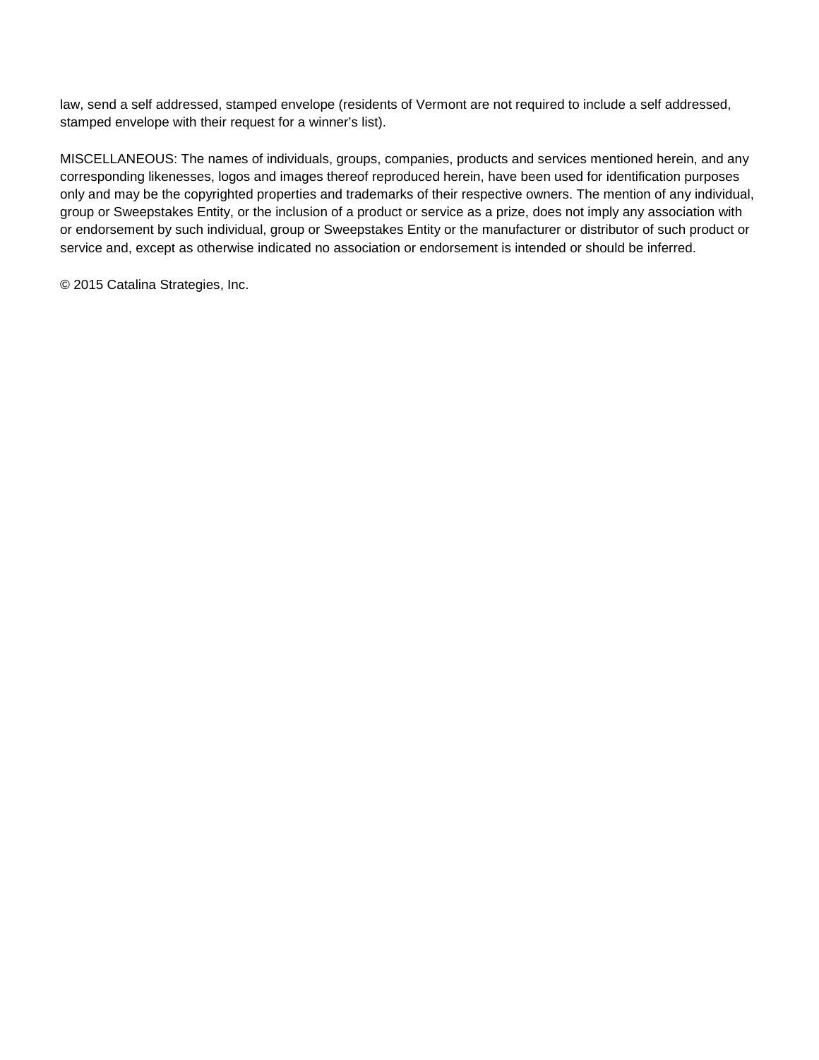law, send a self addressed, stamped envelope (residents of Vermont are not required to include a self addressed, stamped envelope with their request for a winner's list).

MISCELLANEOUS: The names of individuals, groups, companies, products and services mentioned herein, and any corresponding likenesses, logos and images thereof reproduced herein, have been used for identification purposes only and may be the copyrighted properties and trademarks of their respective owners. The mention of any individual, group or Sweepstakes Entity, or the inclusion of a product or service as a prize, does not imply any association with or endorsement by such individual, group or Sweepstakes Entity or the manufacturer or distributor of such product or service and, except as otherwise indicated no association or endorsement is intended or should be inferred.

© 2015 Catalina Strategies, Inc.